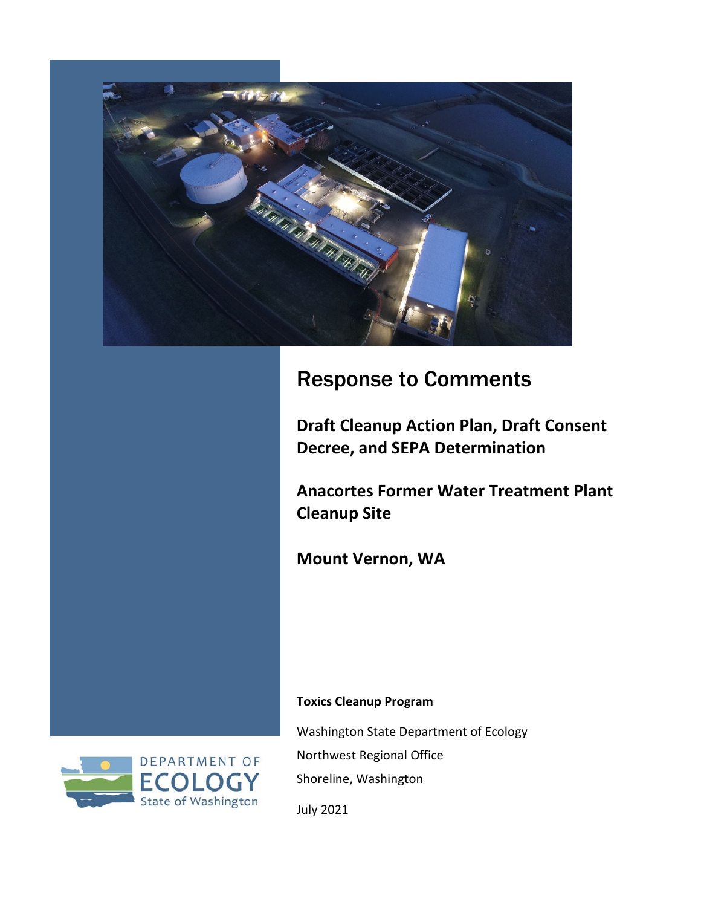# Response to Comments

## Draft Cleanup Action Plan, Draft Consent Decree, and SEPA Determination

## Anacortes Former Water Treatment Plant Cleanup Site

## Mount Vernon, WA

**Toxics Cleanup Program**

Washington State Department of Ecology

Northwest Regional Office

Shoreline, Washington

July 2021

DEPARTMENT OF ECOLOGY
State of Washington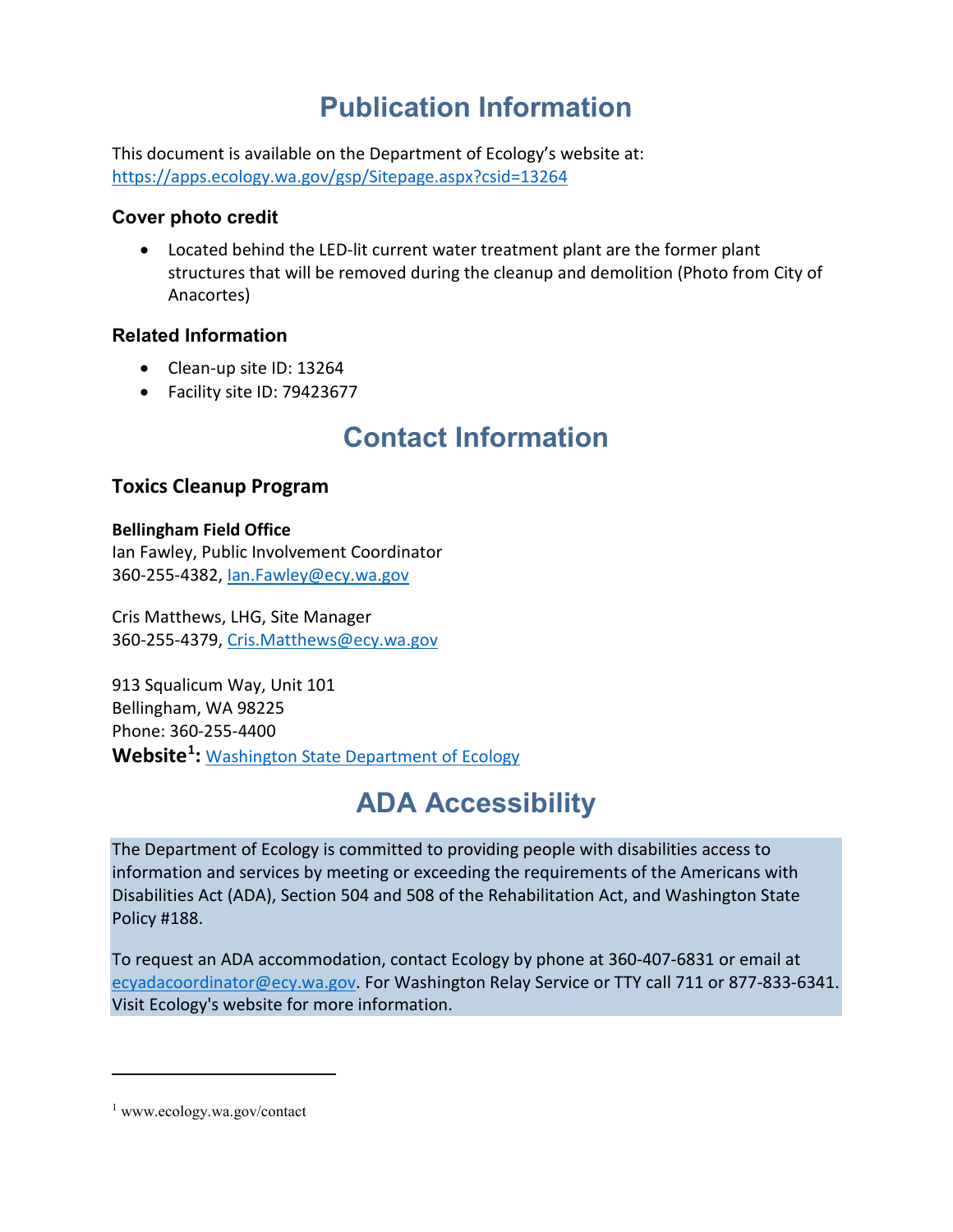# Publication Information

This document is available on the Department of Ecology's website at: https://apps.ecology.wa.gov/gsp/Sitepage.aspx?csid=13264

### Cover photo credit

- Located behind the LED-lit current water treatment plant are the former plant structures that will be removed during the cleanup and demolition (Photo from City of Anacortes)

### Related Information

- Clean-up site ID: 13264
- Facility site ID: 79423677

# Contact Information

## Toxics Cleanup Program

**Bellingham Field Office**
Ian Fawley, Public Involvement Coordinator
360-255-4382, Ian.Fawley@ecy.wa.gov

Cris Matthews, LHG, Site Manager
360-255-4379, Cris.Matthews@ecy.wa.gov

913 Squalicum Way, Unit 101
Bellingham, WA 98225
Phone: 360-255-4400
**Website[1]:** Washington State Department of Ecology

# ADA Accessibility

The Department of Ecology is committed to providing people with disabilities access to information and services by meeting or exceeding the requirements of the Americans with Disabilities Act (ADA), Section 504 and 508 of the Rehabilitation Act, and Washington State Policy #188.

To request an ADA accommodation, contact Ecology by phone at 360-407-6831 or email at ecyadacoordinator@ecy.wa.gov. For Washington Relay Service or TTY call 711 or 877-833-6341. Visit Ecology's website for more information.

---

[1] www.ecology.wa.gov/contact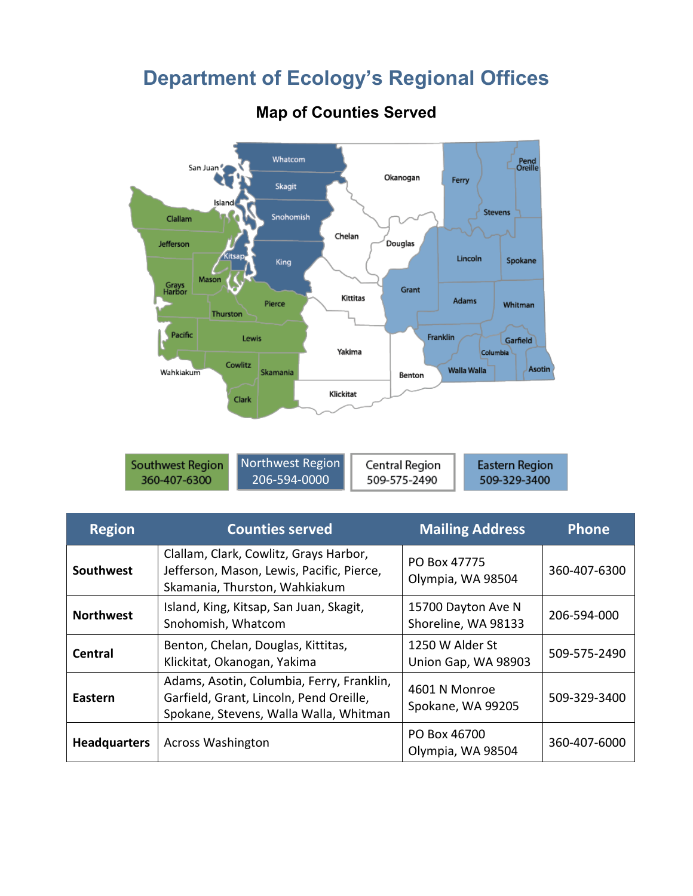# Department of Ecology's Regional Offices

## Map of Counties Served

Southwest Region 360-407-6300

Northwest Region 206-594-0000

Central Region 509-575-2490

Eastern Region 509-329-3400

| Region | Counties served | Mailing Address | Phone |
|---|---|---|---|
| **Southwest** | Clallam, Clark, Cowlitz, Grays Harbor, Jefferson, Mason, Lewis, Pacific, Pierce, Skamania, Thurston, Wahkiakum | PO Box 47775<br>Olympia, WA 98504 | 360-407-6300 |
| **Northwest** | Island, King, Kitsap, San Juan, Skagit, Snohomish, Whatcom | 15700 Dayton Ave N<br>Shoreline, WA 98133 | 206-594-000 |
| **Central** | Benton, Chelan, Douglas, Kittitas, Klickitat, Okanogan, Yakima | 1250 W Alder St<br>Union Gap, WA 98903 | 509-575-2490 |
| **Eastern** | Adams, Asotin, Columbia, Ferry, Franklin, Garfield, Grant, Lincoln, Pend Oreille, Spokane, Stevens, Walla Walla, Whitman | 4601 N Monroe<br>Spokane, WA 99205 | 509-329-3400 |
| **Headquarters** | Across Washington | PO Box 46700<br>Olympia, WA 98504 | 360-407-6000 |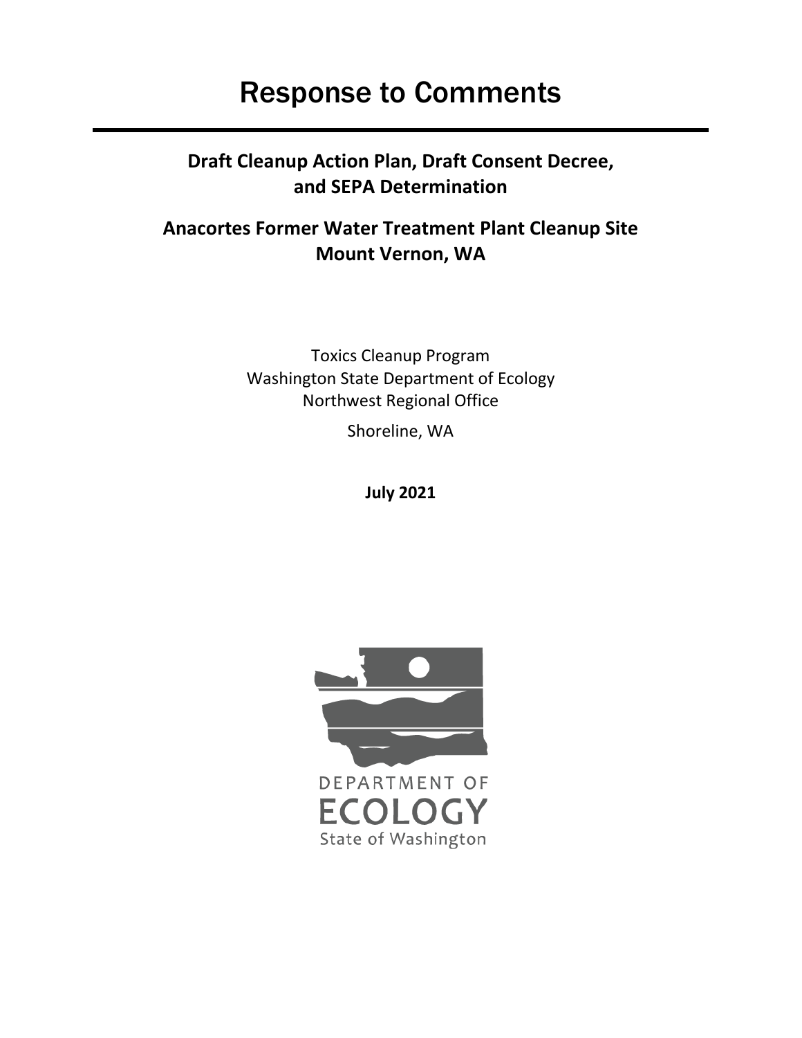# Response to Comments

## Draft Cleanup Action Plan, Draft Consent Decree, and SEPA Determination

## Anacortes Former Water Treatment Plant Cleanup Site Mount Vernon, WA

Toxics Cleanup Program
Washington State Department of Ecology
Northwest Regional Office

Shoreline, WA

**July 2021**

DEPARTMENT OF
ECOLOGY
State of Washington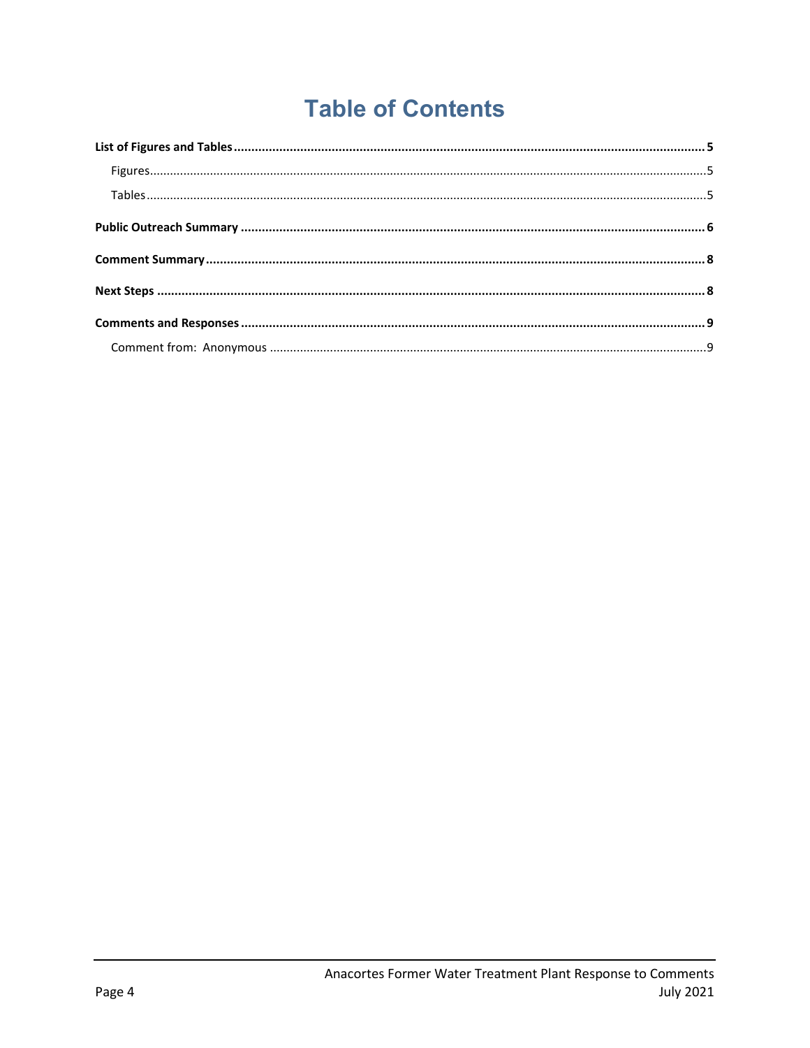# Table of Contents

**List of Figures and Tables** .......... **5**

- Figures .......... 5
- Tables .......... 5

**Public Outreach Summary** .......... **6**

**Comment Summary** .......... **8**

**Next Steps** .......... **8**

**Comments and Responses** .......... **9**

- Comment from: Anonymous .......... 9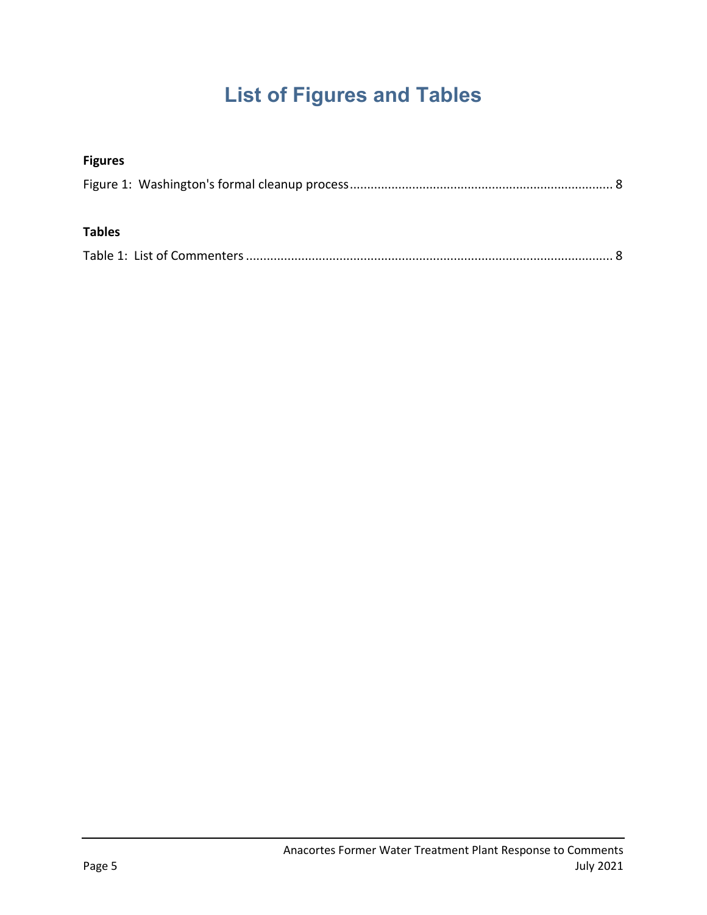# List of Figures and Tables

**Figures**

Figure 1: Washington's formal cleanup process ........................................................................... 8

**Tables**

Table 1: List of Commenters ......................................................................................................... 8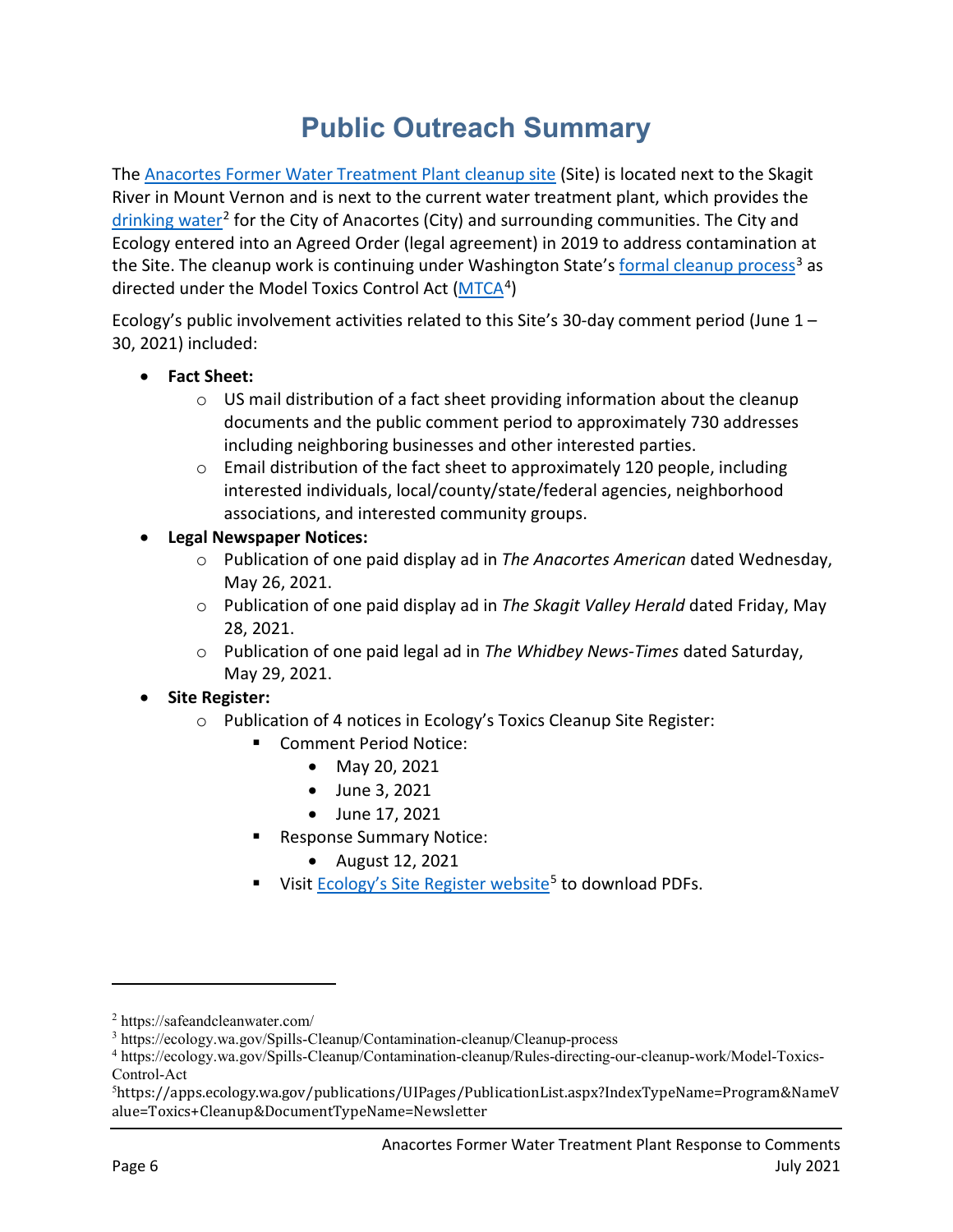# Public Outreach Summary

The Anacortes Former Water Treatment Plant cleanup site (Site) is located next to the Skagit River in Mount Vernon and is next to the current water treatment plant, which provides the drinking water[2] for the City of Anacortes (City) and surrounding communities. The City and Ecology entered into an Agreed Order (legal agreement) in 2019 to address contamination at the Site. The cleanup work is continuing under Washington State's formal cleanup process[3] as directed under the Model Toxics Control Act (MTCA[4])

Ecology's public involvement activities related to this Site's 30-day comment period (June 1 – 30, 2021) included:

- **Fact Sheet:**
  - US mail distribution of a fact sheet providing information about the cleanup documents and the public comment period to approximately 730 addresses including neighboring businesses and other interested parties.
  - Email distribution of the fact sheet to approximately 120 people, including interested individuals, local/county/state/federal agencies, neighborhood associations, and interested community groups.
- **Legal Newspaper Notices:**
  - Publication of one paid display ad in *The Anacortes American* dated Wednesday, May 26, 2021.
  - Publication of one paid display ad in *The Skagit Valley Herald* dated Friday, May 28, 2021.
  - Publication of one paid legal ad in *The Whidbey News-Times* dated Saturday, May 29, 2021.
- **Site Register:**
  - Publication of 4 notices in Ecology's Toxics Cleanup Site Register:
    - Comment Period Notice:
      - May 20, 2021
      - June 3, 2021
      - June 17, 2021
    - Response Summary Notice:
      - August 12, 2021
    - Visit Ecology's Site Register website[5] to download PDFs.

---

[2] https://safeandcleanwater.com/

[3] https://ecology.wa.gov/Spills-Cleanup/Contamination-cleanup/Cleanup-process

[4] https://ecology.wa.gov/Spills-Cleanup/Contamination-cleanup/Rules-directing-our-cleanup-work/Model-Toxics-Control-Act

[5] https://apps.ecology.wa.gov/publications/UIPages/PublicationList.aspx?IndexTypeName=Program&NameValue=Toxics+Cleanup&DocumentTypeName=Newsletter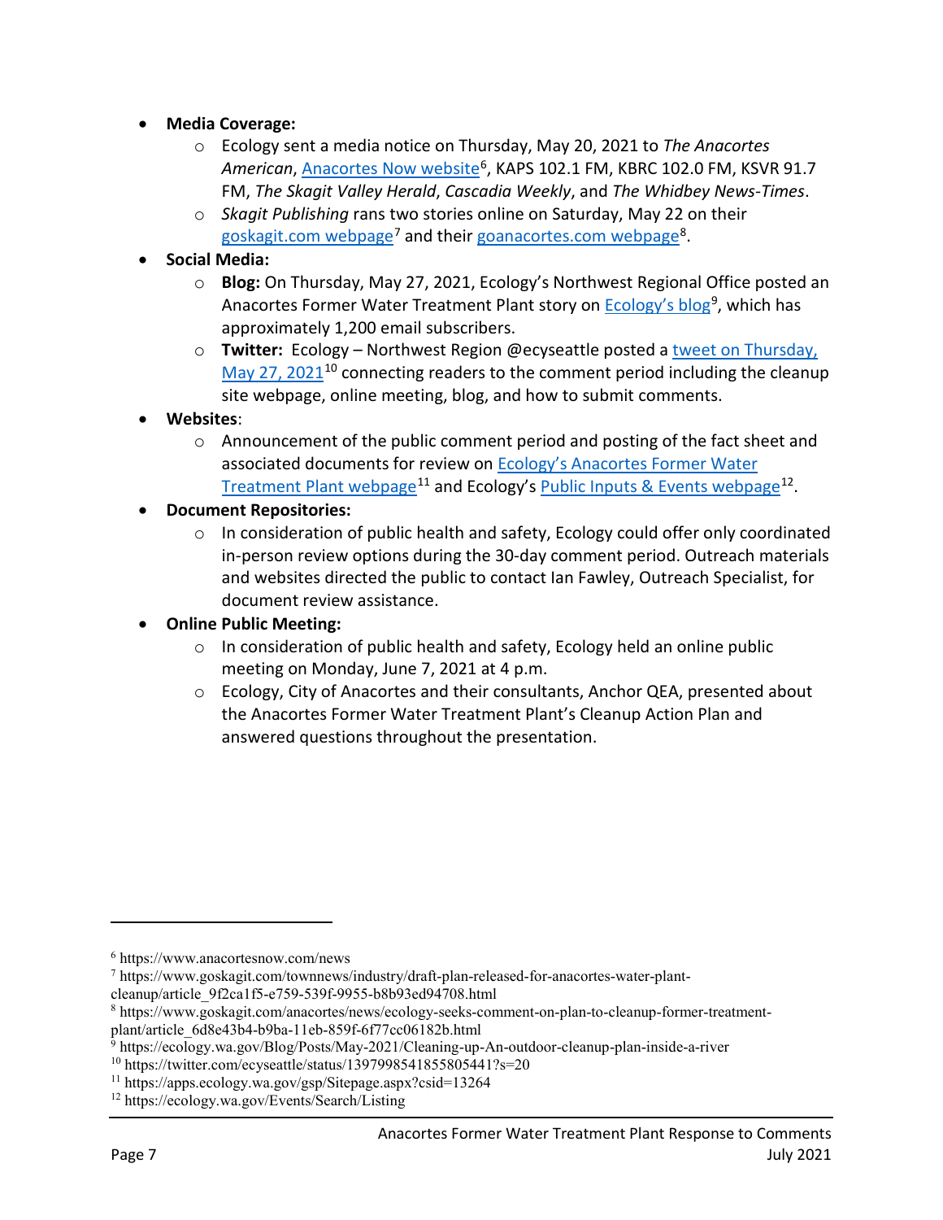- **Media Coverage:**
  - Ecology sent a media notice on Thursday, May 20, 2021 to *The Anacortes American*, Anacortes Now website[6], KAPS 102.1 FM, KBRC 102.0 FM, KSVR 91.7 FM, *The Skagit Valley Herald*, *Cascadia Weekly*, and *The Whidbey News-Times*.
  - *Skagit Publishing* rans two stories online on Saturday, May 22 on their goskagit.com webpage[7] and their goanacortes.com webpage[8].
- **Social Media:**
  - **Blog:** On Thursday, May 27, 2021, Ecology's Northwest Regional Office posted an Anacortes Former Water Treatment Plant story on Ecology's blog[9], which has approximately 1,200 email subscribers.
  - **Twitter:** Ecology – Northwest Region @ecyseattle posted a tweet on Thursday, May 27, 2021[10] connecting readers to the comment period including the cleanup site webpage, online meeting, blog, and how to submit comments.
- **Websites**:
  - Announcement of the public comment period and posting of the fact sheet and associated documents for review on Ecology's Anacortes Former Water Treatment Plant webpage[11] and Ecology's Public Inputs & Events webpage[12].
- **Document Repositories:**
  - In consideration of public health and safety, Ecology could offer only coordinated in-person review options during the 30-day comment period. Outreach materials and websites directed the public to contact Ian Fawley, Outreach Specialist, for document review assistance.
- **Online Public Meeting:**
  - In consideration of public health and safety, Ecology held an online public meeting on Monday, June 7, 2021 at 4 p.m.
  - Ecology, City of Anacortes and their consultants, Anchor QEA, presented about the Anacortes Former Water Treatment Plant's Cleanup Action Plan and answered questions throughout the presentation.

---

[6] https://www.anacortesnow.com/news

[7] https://www.goskagit.com/townnews/industry/draft-plan-released-for-anacortes-water-plant-cleanup/article_9f2ca1f5-e759-539f-9955-b8b93ed94708.html

[8] https://www.goskagit.com/anacortes/news/ecology-seeks-comment-on-plan-to-cleanup-former-treatment-plant/article_6d8e43b4-b9ba-11eb-859f-6f77cc06182b.html

[9] https://ecology.wa.gov/Blog/Posts/May-2021/Cleaning-up-An-outdoor-cleanup-plan-inside-a-river

[10] https://twitter.com/ecyseattle/status/1397998541855805441?s=20

[11] https://apps.ecology.wa.gov/gsp/Sitepage.aspx?csid=13264

[12] https://ecology.wa.gov/Events/Search/Listing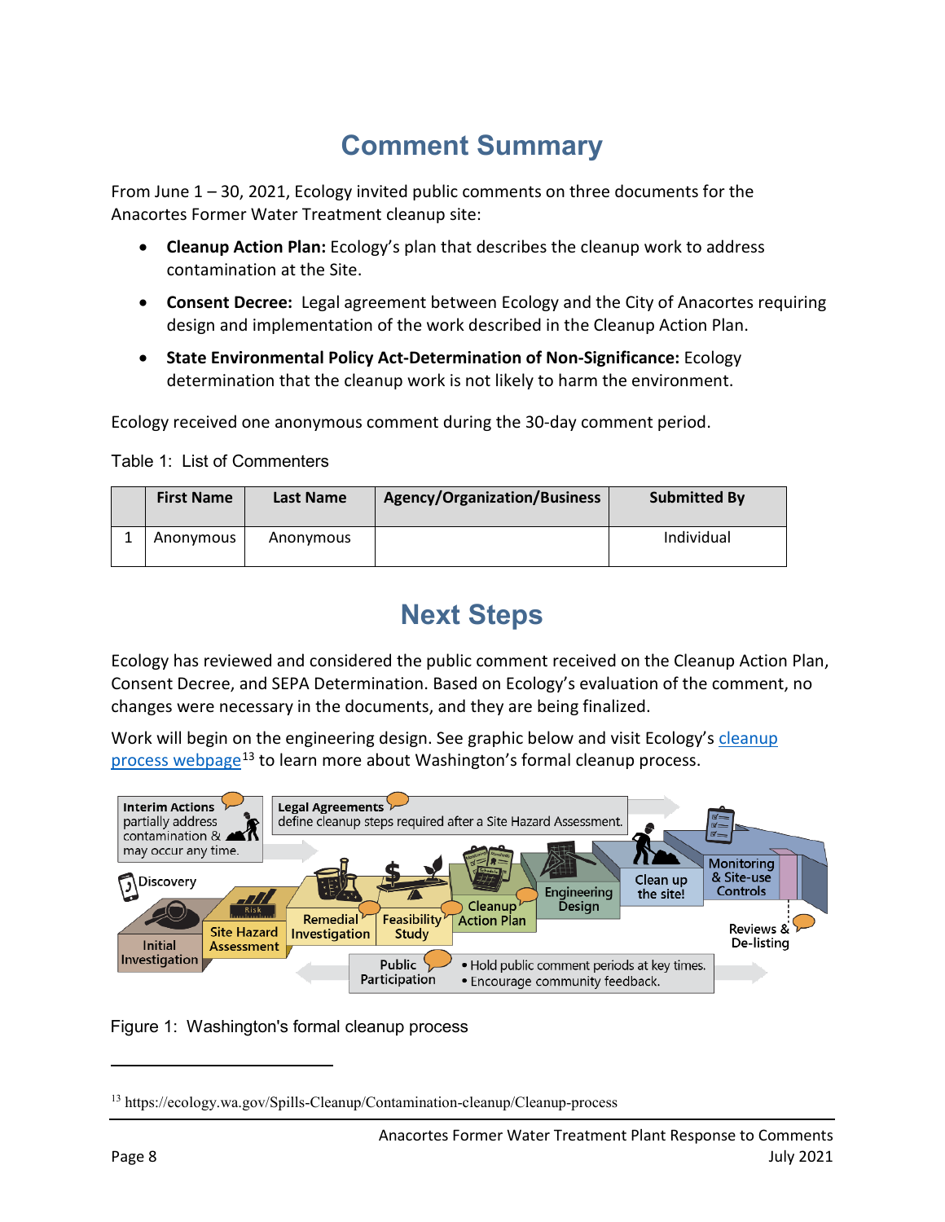# Comment Summary

From June 1 – 30, 2021, Ecology invited public comments on three documents for the Anacortes Former Water Treatment cleanup site:

- **Cleanup Action Plan:** Ecology's plan that describes the cleanup work to address contamination at the Site.
- **Consent Decree:** Legal agreement between Ecology and the City of Anacortes requiring design and implementation of the work described in the Cleanup Action Plan.
- **State Environmental Policy Act-Determination of Non-Significance:** Ecology determination that the cleanup work is not likely to harm the environment.

Ecology received one anonymous comment during the 30-day comment period.

Table 1: List of Commenters

| | First Name | Last Name | Agency/Organization/Business | Submitted By |
|---|---|---|---|---|
| 1 | Anonymous | Anonymous | | Individual |

# Next Steps

Ecology has reviewed and considered the public comment received on the Cleanup Action Plan, Consent Decree, and SEPA Determination. Based on Ecology's evaluation of the comment, no changes were necessary in the documents, and they are being finalized.

Work will begin on the engineering design. See graphic below and visit Ecology's cleanup process webpage[13] to learn more about Washington's formal cleanup process.

Figure 1: Washington's formal cleanup process

[13] https://ecology.wa.gov/Spills-Cleanup/Contamination-cleanup/Cleanup-process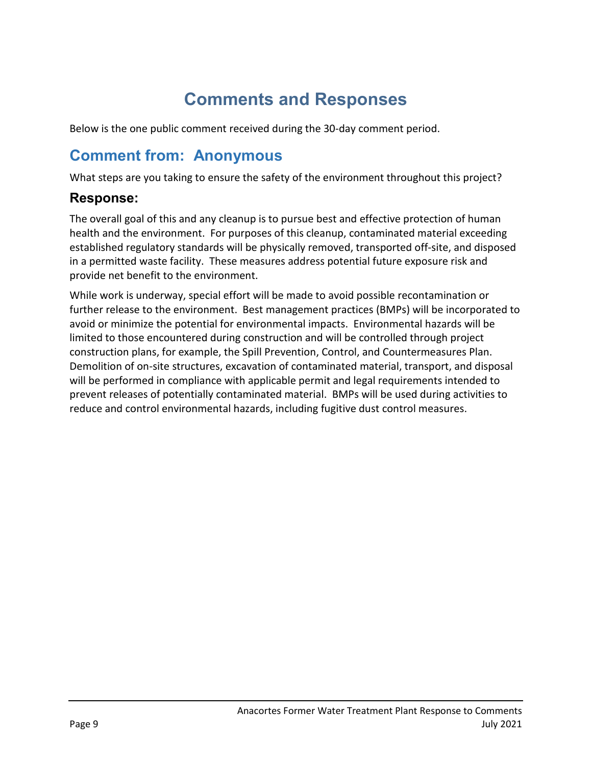# Comments and Responses

Below is the one public comment received during the 30-day comment period.

## Comment from: Anonymous

What steps are you taking to ensure the safety of the environment throughout this project?

### Response:

The overall goal of this and any cleanup is to pursue best and effective protection of human health and the environment. For purposes of this cleanup, contaminated material exceeding established regulatory standards will be physically removed, transported off-site, and disposed in a permitted waste facility. These measures address potential future exposure risk and provide net benefit to the environment.

While work is underway, special effort will be made to avoid possible recontamination or further release to the environment. Best management practices (BMPs) will be incorporated to avoid or minimize the potential for environmental impacts. Environmental hazards will be limited to those encountered during construction and will be controlled through project construction plans, for example, the Spill Prevention, Control, and Countermeasures Plan. Demolition of on-site structures, excavation of contaminated material, transport, and disposal will be performed in compliance with applicable permit and legal requirements intended to prevent releases of potentially contaminated material. BMPs will be used during activities to reduce and control environmental hazards, including fugitive dust control measures.